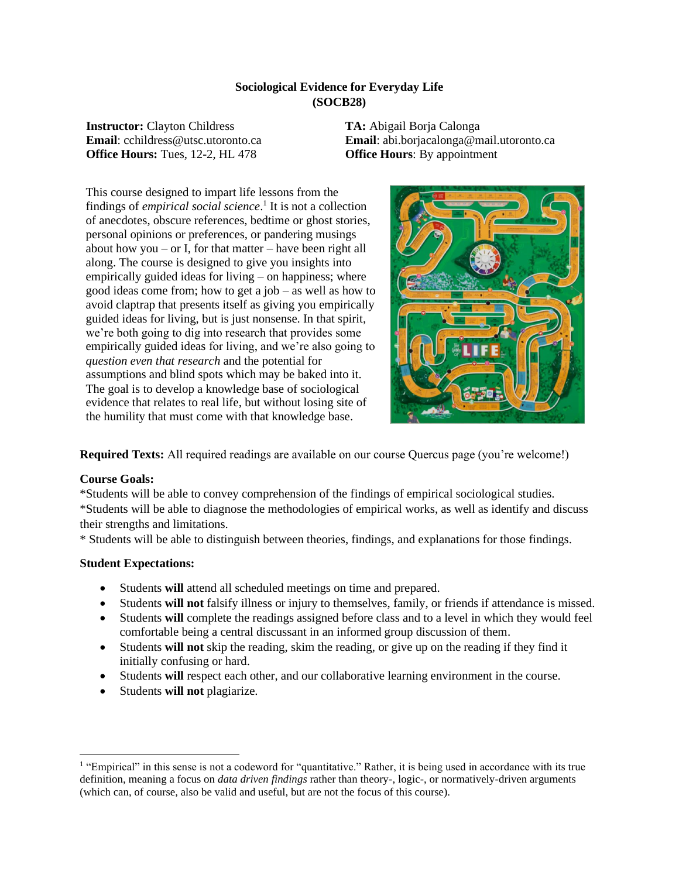**Sociological Evidence for Everyday Life**
**(SOCB28)**

**Instructor:** Clayton Childress
**Email**: cchildress@utsc.utoronto.ca
**Office Hours:** Tues, 12-2, HL 478

**TA:** Abigail Borja Calonga
**Email**: abi.borjacalonga@mail.utoronto.ca
**Office Hours**: By appointment

This course designed to impart life lessons from the findings of *empirical social science*.[1] It is not a collection of anecdotes, obscure references, bedtime or ghost stories, personal opinions or preferences, or pandering musings about how you – or I, for that matter – have been right all along. The course is designed to give you insights into empirically guided ideas for living – on happiness; where good ideas come from; how to get a job – as well as how to avoid claptrap that presents itself as giving you empirically guided ideas for living, but is just nonsense. In that spirit, we're both going to dig into research that provides some empirically guided ideas for living, and we're also going to *question even that research* and the potential for assumptions and blind spots which may be baked into it. The goal is to develop a knowledge base of sociological evidence that relates to real life, but without losing site of the humility that must come with that knowledge base.

**Required Texts:** All required readings are available on our course Quercus page (you're welcome!)

**Course Goals:**
*Students will be able to convey comprehension of the findings of empirical sociological studies.
*Students will be able to diagnose the methodologies of empirical works, as well as identify and discuss their strengths and limitations.
* Students will be able to distinguish between theories, findings, and explanations for those findings.

**Student Expectations:**

- Students **will** attend all scheduled meetings on time and prepared.
- Students **will not** falsify illness or injury to themselves, family, or friends if attendance is missed.
- Students **will** complete the readings assigned before class and to a level in which they would feel comfortable being a central discussant in an informed group discussion of them.
- Students **will not** skip the reading, skim the reading, or give up on the reading if they find it initially confusing or hard.
- Students **will** respect each other, and our collaborative learning environment in the course.
- Students **will not** plagiarize.

[1] "Empirical" in this sense is not a codeword for "quantitative." Rather, it is being used in accordance with its true definition, meaning a focus on *data driven findings* rather than theory-, logic-, or normatively-driven arguments (which can, of course, also be valid and useful, but are not the focus of this course).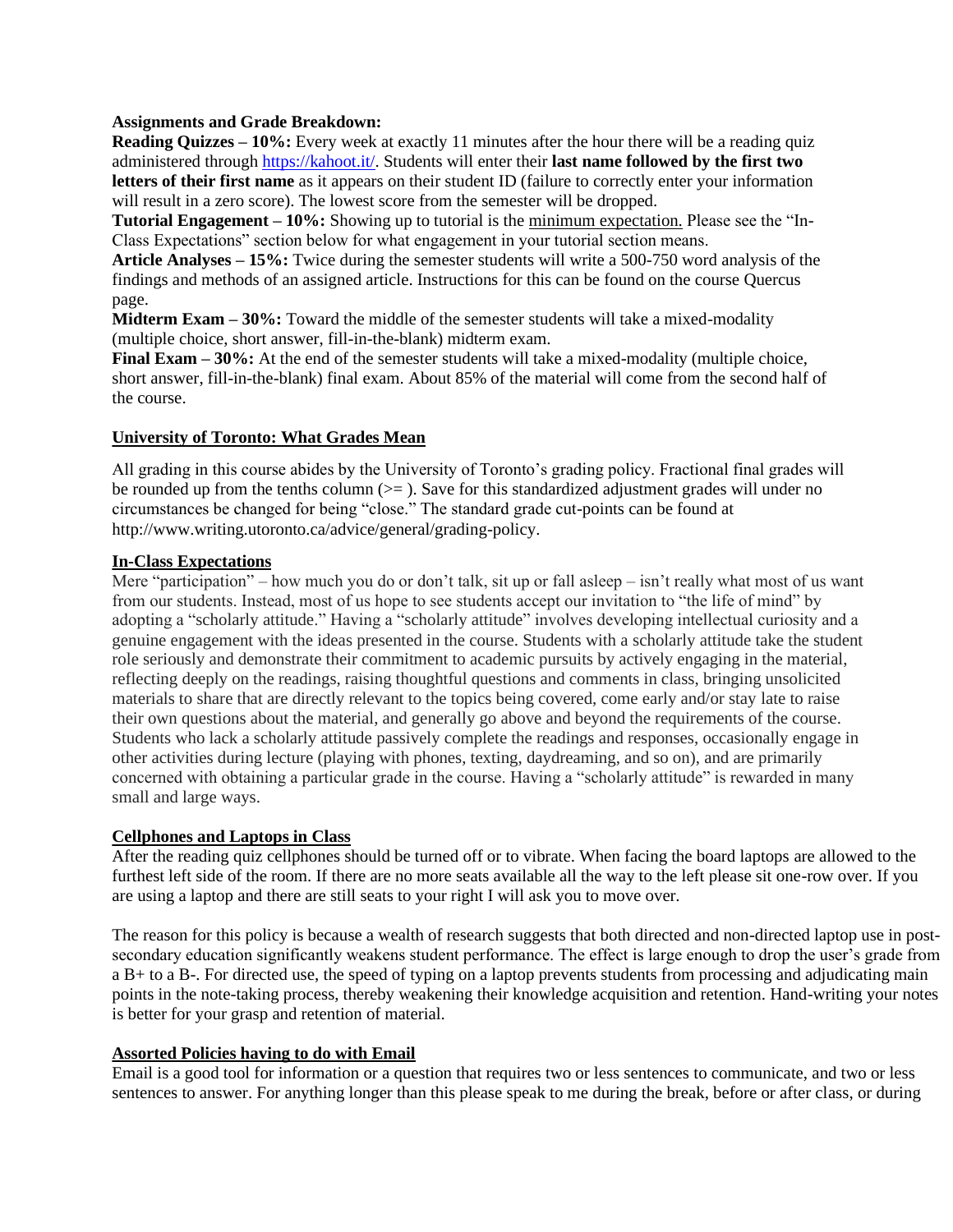**Assignments and Grade Breakdown:**

**Reading Quizzes – 10%:** Every week at exactly 11 minutes after the hour there will be a reading quiz administered through https://kahoot.it/. Students will enter their **last name followed by the first two letters of their first name** as it appears on their student ID (failure to correctly enter your information will result in a zero score). The lowest score from the semester will be dropped.

**Tutorial Engagement – 10%:** Showing up to tutorial is the minimum expectation. Please see the "In-Class Expectations" section below for what engagement in your tutorial section means.

**Article Analyses – 15%:** Twice during the semester students will write a 500-750 word analysis of the findings and methods of an assigned article. Instructions for this can be found on the course Quercus page.

**Midterm Exam – 30%:** Toward the middle of the semester students will take a mixed-modality (multiple choice, short answer, fill-in-the-blank) midterm exam.

**Final Exam – 30%:** At the end of the semester students will take a mixed-modality (multiple choice, short answer, fill-in-the-blank) final exam. About 85% of the material will come from the second half of the course.

## University of Toronto: What Grades Mean

All grading in this course abides by the University of Toronto's grading policy. Fractional final grades will be rounded up from the tenths column (>= ). Save for this standardized adjustment grades will under no circumstances be changed for being "close." The standard grade cut-points can be found at http://www.writing.utoronto.ca/advice/general/grading-policy.

## In-Class Expectations

Mere "participation" – how much you do or don't talk, sit up or fall asleep – isn't really what most of us want from our students. Instead, most of us hope to see students accept our invitation to "the life of mind" by adopting a "scholarly attitude." Having a "scholarly attitude" involves developing intellectual curiosity and a genuine engagement with the ideas presented in the course. Students with a scholarly attitude take the student role seriously and demonstrate their commitment to academic pursuits by actively engaging in the material, reflecting deeply on the readings, raising thoughtful questions and comments in class, bringing unsolicited materials to share that are directly relevant to the topics being covered, come early and/or stay late to raise their own questions about the material, and generally go above and beyond the requirements of the course. Students who lack a scholarly attitude passively complete the readings and responses, occasionally engage in other activities during lecture (playing with phones, texting, daydreaming, and so on), and are primarily concerned with obtaining a particular grade in the course. Having a "scholarly attitude" is rewarded in many small and large ways.

## Cellphones and Laptops in Class

After the reading quiz cellphones should be turned off or to vibrate. When facing the board laptops are allowed to the furthest left side of the room. If there are no more seats available all the way to the left please sit one-row over. If you are using a laptop and there are still seats to your right I will ask you to move over.

The reason for this policy is because a wealth of research suggests that both directed and non-directed laptop use in post-secondary education significantly weakens student performance. The effect is large enough to drop the user's grade from a B+ to a B-. For directed use, the speed of typing on a laptop prevents students from processing and adjudicating main points in the note-taking process, thereby weakening their knowledge acquisition and retention. Hand-writing your notes is better for your grasp and retention of material.

## Assorted Policies having to do with Email

Email is a good tool for information or a question that requires two or less sentences to communicate, and two or less sentences to answer. For anything longer than this please speak to me during the break, before or after class, or during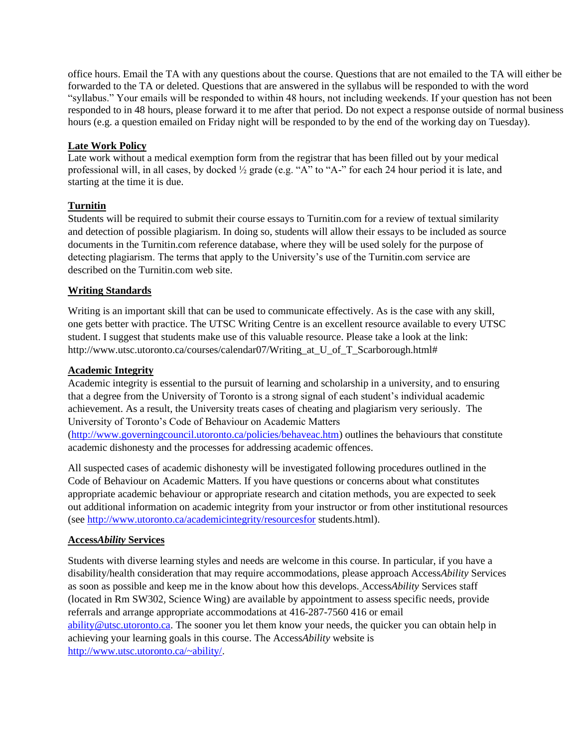office hours. Email the TA with any questions about the course. Questions that are not emailed to the TA will either be forwarded to the TA or deleted. Questions that are answered in the syllabus will be responded to with the word "syllabus." Your emails will be responded to within 48 hours, not including weekends. If your question has not been responded to in 48 hours, please forward it to me after that period. Do not expect a response outside of normal business hours (e.g. a question emailed on Friday night will be responded to by the end of the working day on Tuesday).

**Late Work Policy**

Late work without a medical exemption form from the registrar that has been filled out by your medical professional will, in all cases, by docked ½ grade (e.g. "A" to "A-" for each 24 hour period it is late, and starting at the time it is due.

**Turnitin**

Students will be required to submit their course essays to Turnitin.com for a review of textual similarity and detection of possible plagiarism. In doing so, students will allow their essays to be included as source documents in the Turnitin.com reference database, where they will be used solely for the purpose of detecting plagiarism. The terms that apply to the University's use of the Turnitin.com service are described on the Turnitin.com web site.

**Writing Standards**

Writing is an important skill that can be used to communicate effectively. As is the case with any skill, one gets better with practice. The UTSC Writing Centre is an excellent resource available to every UTSC student. I suggest that students make use of this valuable resource. Please take a look at the link: http://www.utsc.utoronto.ca/courses/calendar07/Writing_at_U_of_T_Scarborough.html#

**Academic Integrity**

Academic integrity is essential to the pursuit of learning and scholarship in a university, and to ensuring that a degree from the University of Toronto is a strong signal of each student's individual academic achievement. As a result, the University treats cases of cheating and plagiarism very seriously. The University of Toronto's Code of Behaviour on Academic Matters (http://www.governingcouncil.utoronto.ca/policies/behaveac.htm) outlines the behaviours that constitute academic dishonesty and the processes for addressing academic offences.

All suspected cases of academic dishonesty will be investigated following procedures outlined in the Code of Behaviour on Academic Matters. If you have questions or concerns about what constitutes appropriate academic behaviour or appropriate research and citation methods, you are expected to seek out additional information on academic integrity from your instructor or from other institutional resources (see http://www.utoronto.ca/academicintegrity/resourcesfor students.html).

**Access*Ability* Services**

Students with diverse learning styles and needs are welcome in this course. In particular, if you have a disability/health consideration that may require accommodations, please approach Access*Ability* Services as soon as possible and keep me in the know about how this develops. Access*Ability* Services staff (located in Rm SW302, Science Wing) are available by appointment to assess specific needs, provide referrals and arrange appropriate accommodations at 416-287-7560 416 or email ability@utsc.utoronto.ca. The sooner you let them know your needs, the quicker you can obtain help in achieving your learning goals in this course. The Access*Ability* website is http://www.utsc.utoronto.ca/~ability/.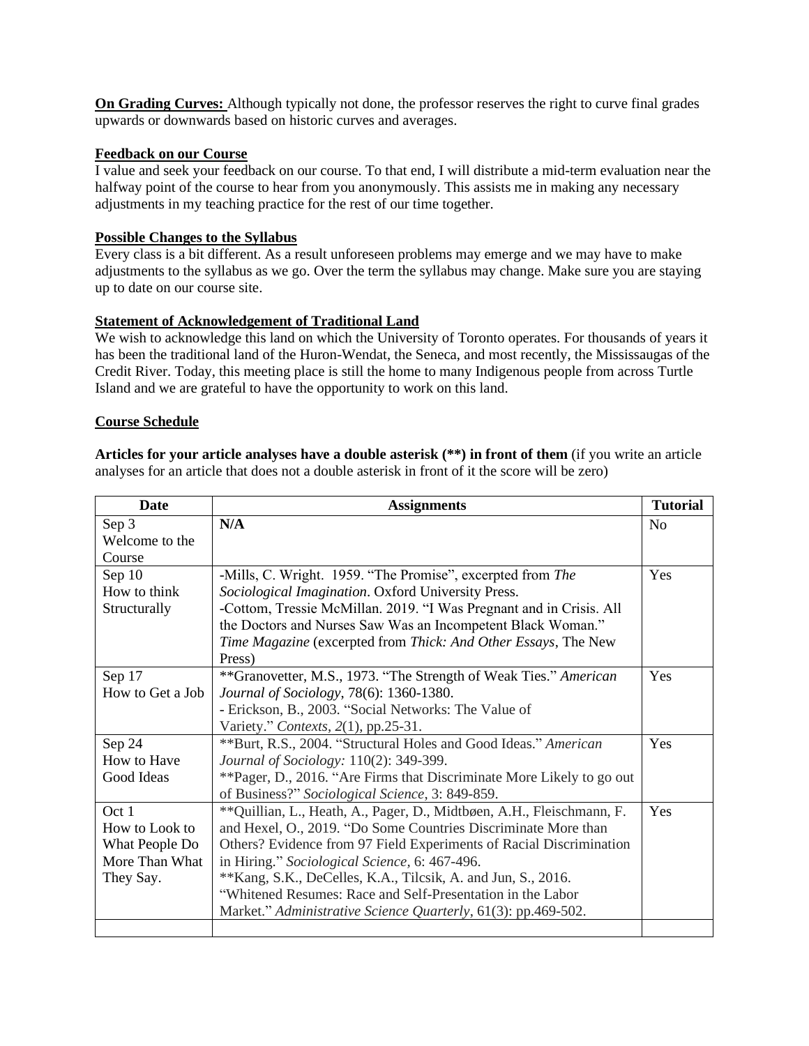**On Grading Curves:** Although typically not done, the professor reserves the right to curve final grades upwards or downwards based on historic curves and averages.

**Feedback on our Course**

I value and seek your feedback on our course. To that end, I will distribute a mid-term evaluation near the halfway point of the course to hear from you anonymously. This assists me in making any necessary adjustments in my teaching practice for the rest of our time together.

**Possible Changes to the Syllabus**

Every class is a bit different. As a result unforeseen problems may emerge and we may have to make adjustments to the syllabus as we go. Over the term the syllabus may change. Make sure you are staying up to date on our course site.

**Statement of Acknowledgement of Traditional Land**

We wish to acknowledge this land on which the University of Toronto operates. For thousands of years it has been the traditional land of the Huron-Wendat, the Seneca, and most recently, the Mississaugas of the Credit River. Today, this meeting place is still the home to many Indigenous people from across Turtle Island and we are grateful to have the opportunity to work on this land.

**Course Schedule**

**Articles for your article analyses have a double asterisk (**) in front of them** (if you write an article analyses for an article that does not a double asterisk in front of it the score will be zero)

| Date | Assignments | Tutorial |
|---|---|---|
| Sep 3 Welcome to the Course | **N/A** | No |
| Sep 10 How to think Structurally | -Mills, C. Wright. 1959. "The Promise", excerpted from *The Sociological Imagination*. Oxford University Press. -Cottom, Tressie McMillan. 2019. "I Was Pregnant and in Crisis. All the Doctors and Nurses Saw Was an Incompetent Black Woman." *Time Magazine* (excerpted from *Thick: And Other Essays*, The New Press) | Yes |
| Sep 17 How to Get a Job | **Granovetter, M.S., 1973. "The Strength of Weak Ties." *American Journal of Sociology*, 78(6): 1360-1380. - Erickson, B., 2003. "Social Networks: The Value of Variety." *Contexts*, *2*(1), pp.25-31. | Yes |
| Sep 24 How to Have Good Ideas | **Burt, R.S., 2004. "Structural Holes and Good Ideas." *American Journal of Sociology:* 110(2): 349-399. **Pager, D., 2016. "Are Firms that Discriminate More Likely to go out of Business?" *Sociological Science*, 3: 849-859. | Yes |
| Oct 1 How to Look to What People Do More Than What They Say. | **Quillian, L., Heath, A., Pager, D., Midtbøen, A.H., Fleischmann, F. and Hexel, O., 2019. "Do Some Countries Discriminate More than Others? Evidence from 97 Field Experiments of Racial Discrimination in Hiring." *Sociological Science*, 6: 467-496. **Kang, S.K., DeCelles, K.A., Tilcsik, A. and Jun, S., 2016. "Whitened Resumes: Race and Self-Presentation in the Labor Market." *Administrative Science Quarterly*, 61(3): pp.469-502. | Yes |
| | | |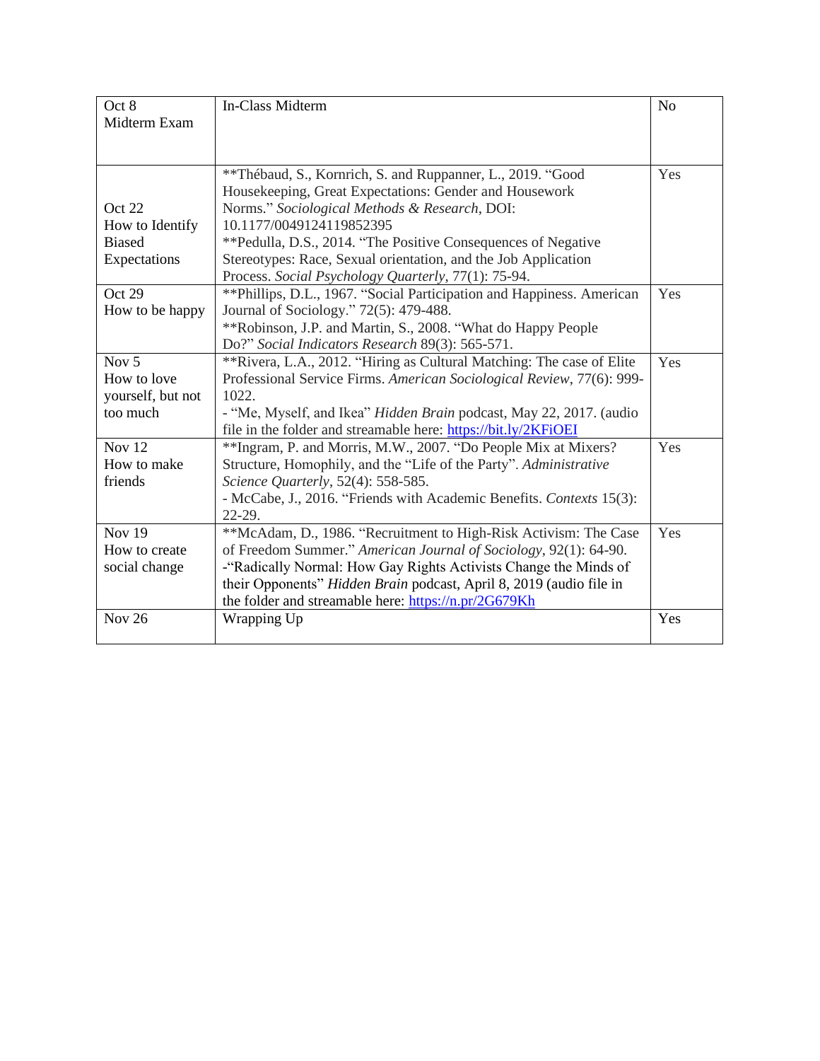| | | |
|---|---|---|
| Oct 8<br>Midterm Exam | In-Class Midterm | No |
| Oct 22<br>How to Identify Biased Expectations | **Thébaud, S., Kornrich, S. and Ruppanner, L., 2019. "Good Housekeeping, Great Expectations: Gender and Housework Norms." *Sociological Methods & Research*, DOI: 10.1177/0049124119852395<br>**Pedulla, D.S., 2014. "The Positive Consequences of Negative Stereotypes: Race, Sexual orientation, and the Job Application Process. *Social Psychology Quarterly*, 77(1): 75-94. | Yes |
| Oct 29<br>How to be happy | **Phillips, D.L., 1967. "Social Participation and Happiness. American Journal of Sociology." 72(5): 479-488.<br>**Robinson, J.P. and Martin, S., 2008. "What do Happy People Do?" *Social Indicators Research* 89(3): 565-571. | Yes |
| Nov 5<br>How to love yourself, but not too much | **Rivera, L.A., 2012. "Hiring as Cultural Matching: The case of Elite Professional Service Firms. *American Sociological Review*, 77(6): 999-1022.<br>- "Me, Myself, and Ikea" *Hidden Brain* podcast, May 22, 2017. (audio file in the folder and streamable here: https://bit.ly/2KFiOEI | Yes |
| Nov 12<br>How to make friends | **Ingram, P. and Morris, M.W., 2007. "Do People Mix at Mixers? Structure, Homophily, and the "Life of the Party". *Administrative Science Quarterly*, 52(4): 558-585.<br>- McCabe, J., 2016. "Friends with Academic Benefits. *Contexts* 15(3): 22-29. | Yes |
| Nov 19<br>How to create social change | **McAdam, D., 1986. "Recruitment to High-Risk Activism: The Case of Freedom Summer." *American Journal of Sociology*, 92(1): 64-90.<br>-"Radically Normal: How Gay Rights Activists Change the Minds of their Opponents" *Hidden Brain* podcast, April 8, 2019 (audio file in the folder and streamable here: https://n.pr/2G679Kh | Yes |
| Nov 26 | Wrapping Up | Yes |